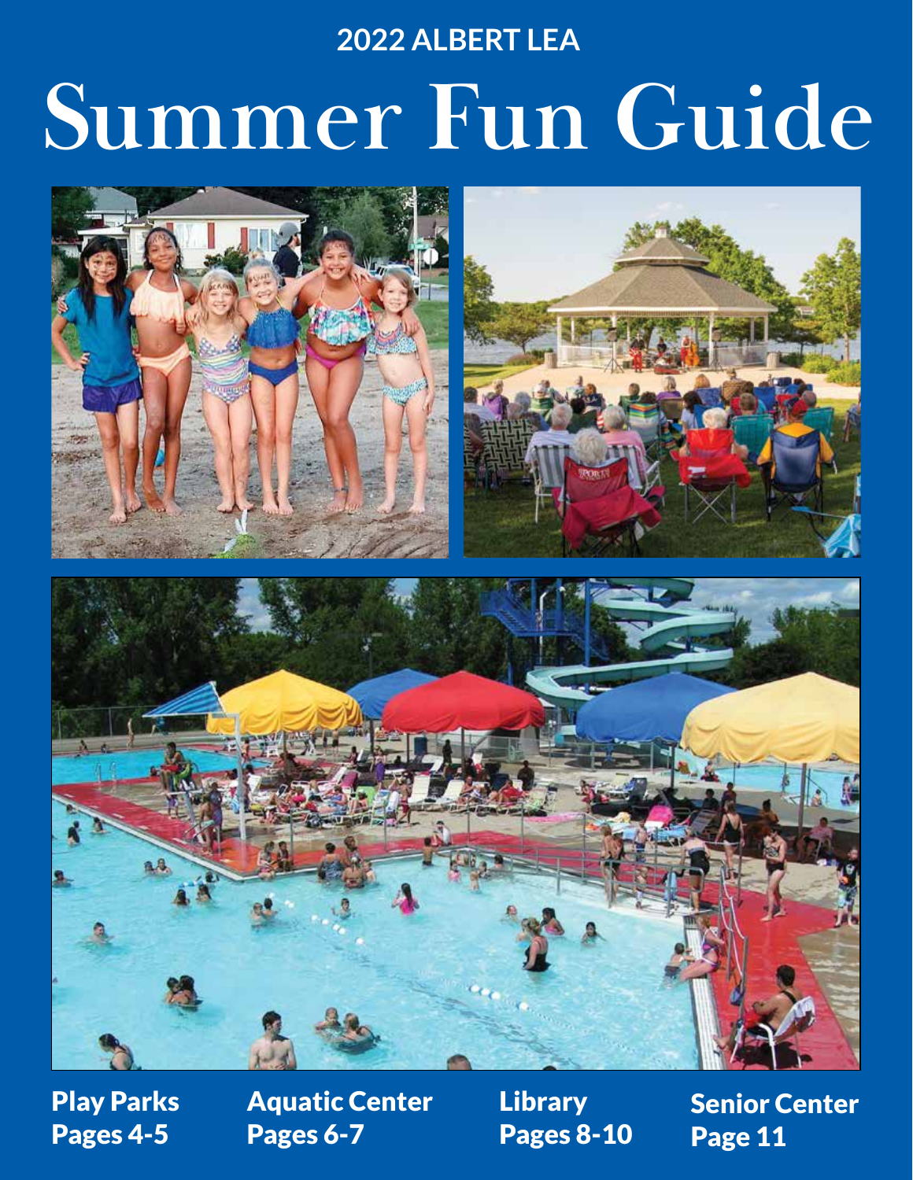2022 ALBERT LEA

# Summer Fun Guide

**Play Parks**
**Pages 4-5**

**Aquatic Center**
**Pages 6-7**

**Library**
**Pages 8-10**

**Senior Center**
**Page 11**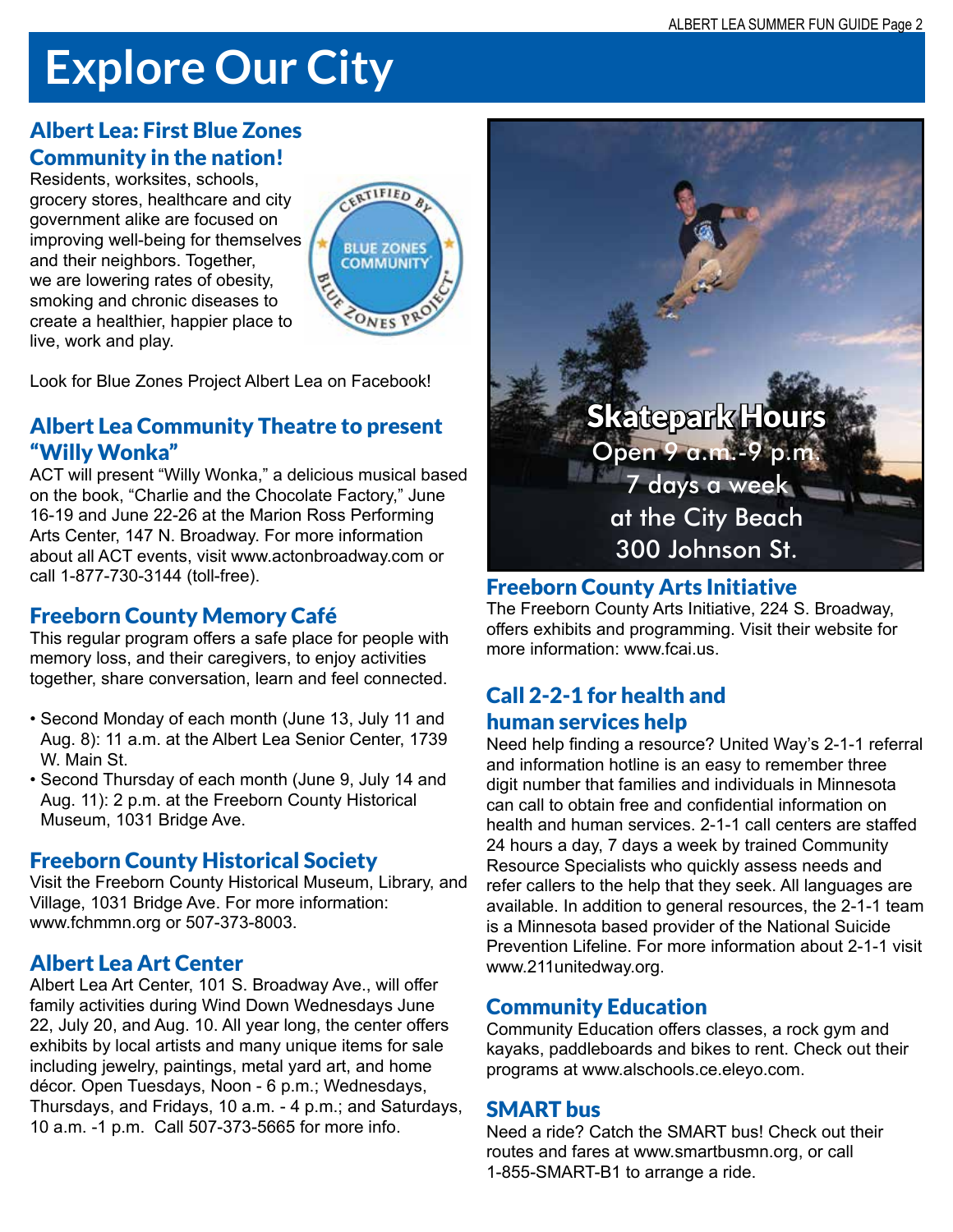# Explore Our City

## Albert Lea: First Blue Zones Community in the nation!

Residents, worksites, schools, grocery stores, healthcare and city government alike are focused on improving well-being for themselves and their neighbors. Together, we are lowering rates of obesity, smoking and chronic diseases to create a healthier, happier place to live, work and play.

Look for Blue Zones Project Albert Lea on Facebook!

## Albert Lea Community Theatre to present "Willy Wonka"

ACT will present "Willy Wonka," a delicious musical based on the book, "Charlie and the Chocolate Factory," June 16-19 and June 22-26 at the Marion Ross Performing Arts Center, 147 N. Broadway. For more information about all ACT events, visit www.actonbroadway.com or call 1-877-730-3144 (toll-free).

## Freeborn County Memory Café

This regular program offers a safe place for people with memory loss, and their caregivers, to enjoy activities together, share conversation, learn and feel connected.

- Second Monday of each month (June 13, July 11 and Aug. 8): 11 a.m. at the Albert Lea Senior Center, 1739 W. Main St.
- Second Thursday of each month (June 9, July 14 and Aug. 11): 2 p.m. at the Freeborn County Historical Museum, 1031 Bridge Ave.

## Freeborn County Historical Society

Visit the Freeborn County Historical Museum, Library, and Village, 1031 Bridge Ave. For more information: www.fchmmn.org or 507-373-8003.

## Albert Lea Art Center

Albert Lea Art Center, 101 S. Broadway Ave., will offer family activities during Wind Down Wednesdays June 22, July 20, and Aug. 10. All year long, the center offers exhibits by local artists and many unique items for sale including jewelry, paintings, metal yard art, and home décor. Open Tuesdays, Noon - 6 p.m.; Wednesdays, Thursdays, and Fridays, 10 a.m. - 4 p.m.; and Saturdays, 10 a.m. -1 p.m. Call 507-373-5665 for more info.

## Skatepark Hours

Open 9 a.m.-9 p.m.
7 days a week
at the City Beach
300 Johnson St.

## Freeborn County Arts Initiative

The Freeborn County Arts Initiative, 224 S. Broadway, offers exhibits and programming. Visit their website for more information: www.fcai.us.

## Call 2-2-1 for health and human services help

Need help finding a resource? United Way's 2-1-1 referral and information hotline is an easy to remember three digit number that families and individuals in Minnesota can call to obtain free and confidential information on health and human services. 2-1-1 call centers are staffed 24 hours a day, 7 days a week by trained Community Resource Specialists who quickly assess needs and refer callers to the help that they seek. All languages are available. In addition to general resources, the 2-1-1 team is a Minnesota based provider of the National Suicide Prevention Lifeline. For more information about 2-1-1 visit www.211unitedway.org.

## Community Education

Community Education offers classes, a rock gym and kayaks, paddleboards and bikes to rent. Check out their programs at www.alschools.ce.eleyo.com.

## SMART bus

Need a ride? Catch the SMART bus! Check out their routes and fares at www.smartbusmn.org, or call 1-855-SMART-B1 to arrange a ride.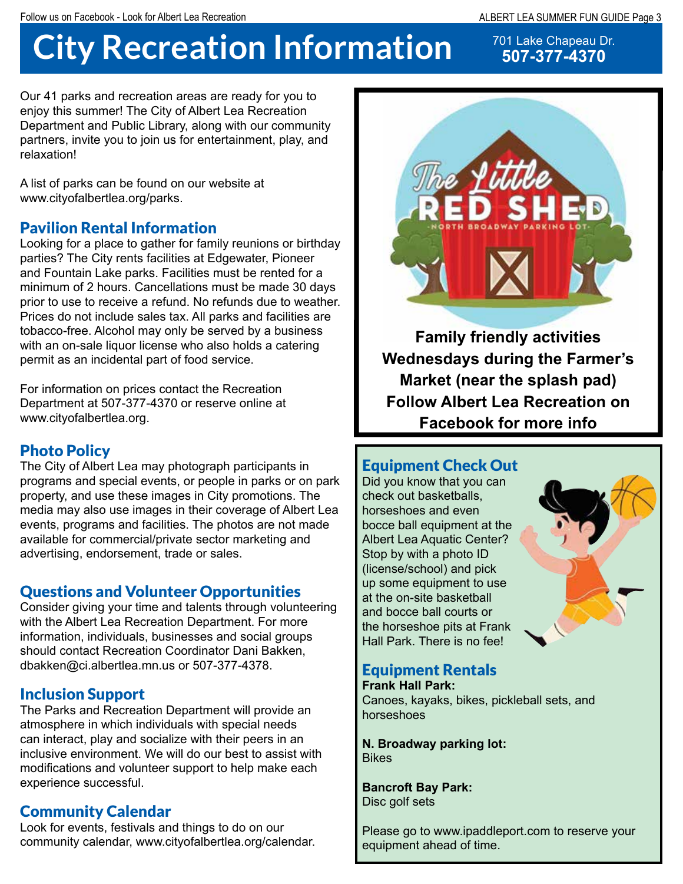# City Recreation Information

701 Lake Chapeau Dr.
**507-377-4370**

Our 41 parks and recreation areas are ready for you to enjoy this summer! The City of Albert Lea Recreation Department and Public Library, along with our community partners, invite you to join us for entertainment, play, and relaxation!

A list of parks can be found on our website at www.cityofalbertlea.org/parks.

## Pavilion Rental Information

Looking for a place to gather for family reunions or birthday parties? The City rents facilities at Edgewater, Pioneer and Fountain Lake parks. Facilities must be rented for a minimum of 2 hours. Cancellations must be made 30 days prior to use to receive a refund. No refunds due to weather. Prices do not include sales tax. All parks and facilities are tobacco-free. Alcohol may only be served by a business with an on-sale liquor license who also holds a catering permit as an incidental part of food service.

For information on prices contact the Recreation Department at 507-377-4370 or reserve online at www.cityofalbertlea.org.

## Photo Policy

The City of Albert Lea may photograph participants in programs and special events, or people in parks or on park property, and use these images in City promotions. The media may also use images in their coverage of Albert Lea events, programs and facilities. The photos are not made available for commercial/private sector marketing and advertising, endorsement, trade or sales.

## Questions and Volunteer Opportunities

Consider giving your time and talents through volunteering with the Albert Lea Recreation Department. For more information, individuals, businesses and social groups should contact Recreation Coordinator Dani Bakken, dbakken@ci.albertlea.mn.us or 507-377-4378.

## Inclusion Support

The Parks and Recreation Department will provide an atmosphere in which individuals with special needs can interact, play and socialize with their peers in an inclusive environment. We will do our best to assist with modifications and volunteer support to help make each experience successful.

## Community Calendar

Look for events, festivals and things to do on our community calendar, www.cityofalbertlea.org/calendar.

The Little RED SHED
NORTH BROADWAY PARKING LOT

**Family friendly activities Wednesdays during the Farmer's Market (near the splash pad) Follow Albert Lea Recreation on Facebook for more info**

## Equipment Check Out

Did you know that you can check out basketballs, horseshoes and even bocce ball equipment at the Albert Lea Aquatic Center? Stop by with a photo ID (license/school) and pick up some equipment to use at the on-site basketball and bocce ball courts or the horseshoe pits at Frank Hall Park. There is no fee!

## Equipment Rentals

**Frank Hall Park:**
Canoes, kayaks, bikes, pickleball sets, and horseshoes

**N. Broadway parking lot:**
Bikes

**Bancroft Bay Park:**
Disc golf sets

Please go to www.ipaddleport.com to reserve your equipment ahead of time.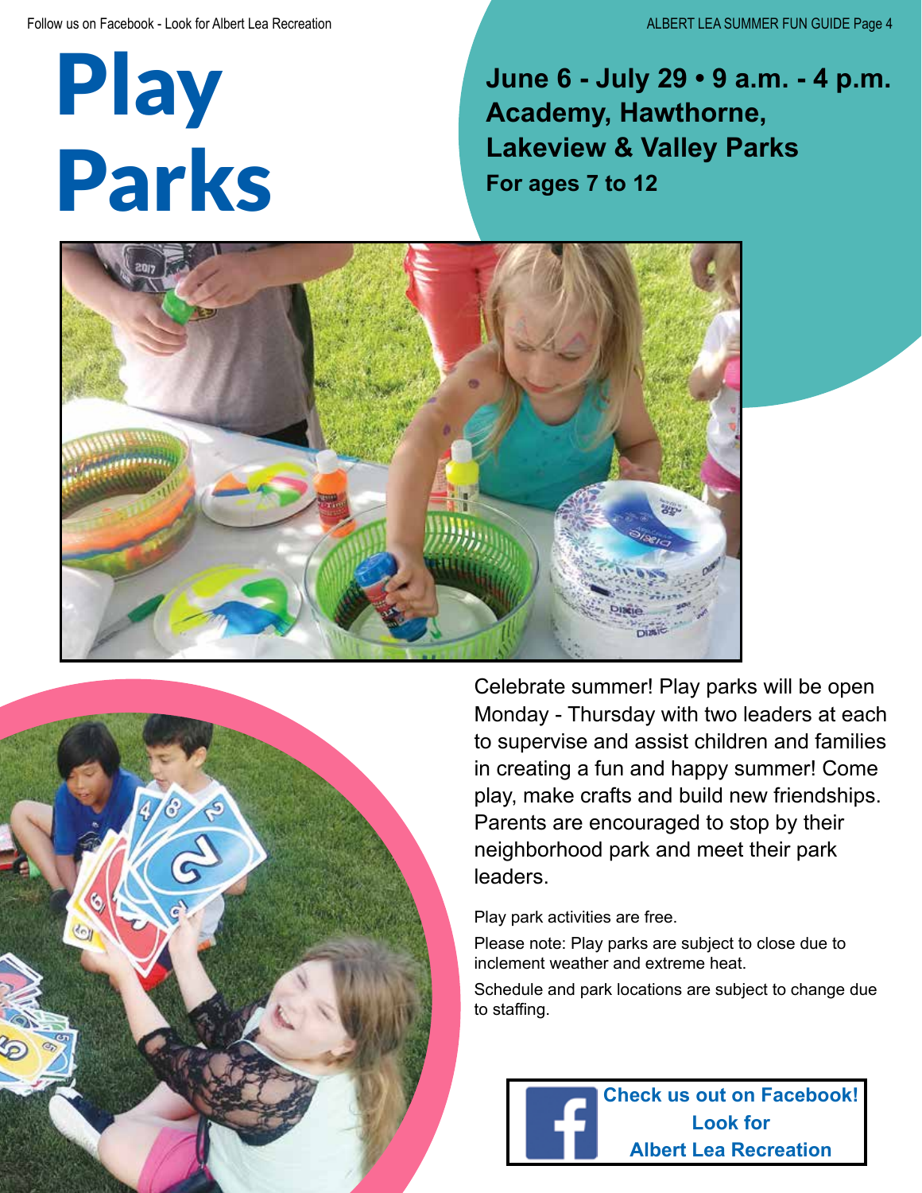# Play Parks

**June 6 - July 29 • 9 a.m. - 4 p.m.**
**Academy, Hawthorne, Lakeview & Valley Parks**
**For ages 7 to 12**

Celebrate summer! Play parks will be open Monday - Thursday with two leaders at each to supervise and assist children and families in creating a fun and happy summer! Come play, make crafts and build new friendships. Parents are encouraged to stop by their neighborhood park and meet their park leaders.

Play park activities are free.

Please note: Play parks are subject to close due to inclement weather and extreme heat.

Schedule and park locations are subject to change due to staffing.

**Check us out on Facebook! Look for Albert Lea Recreation**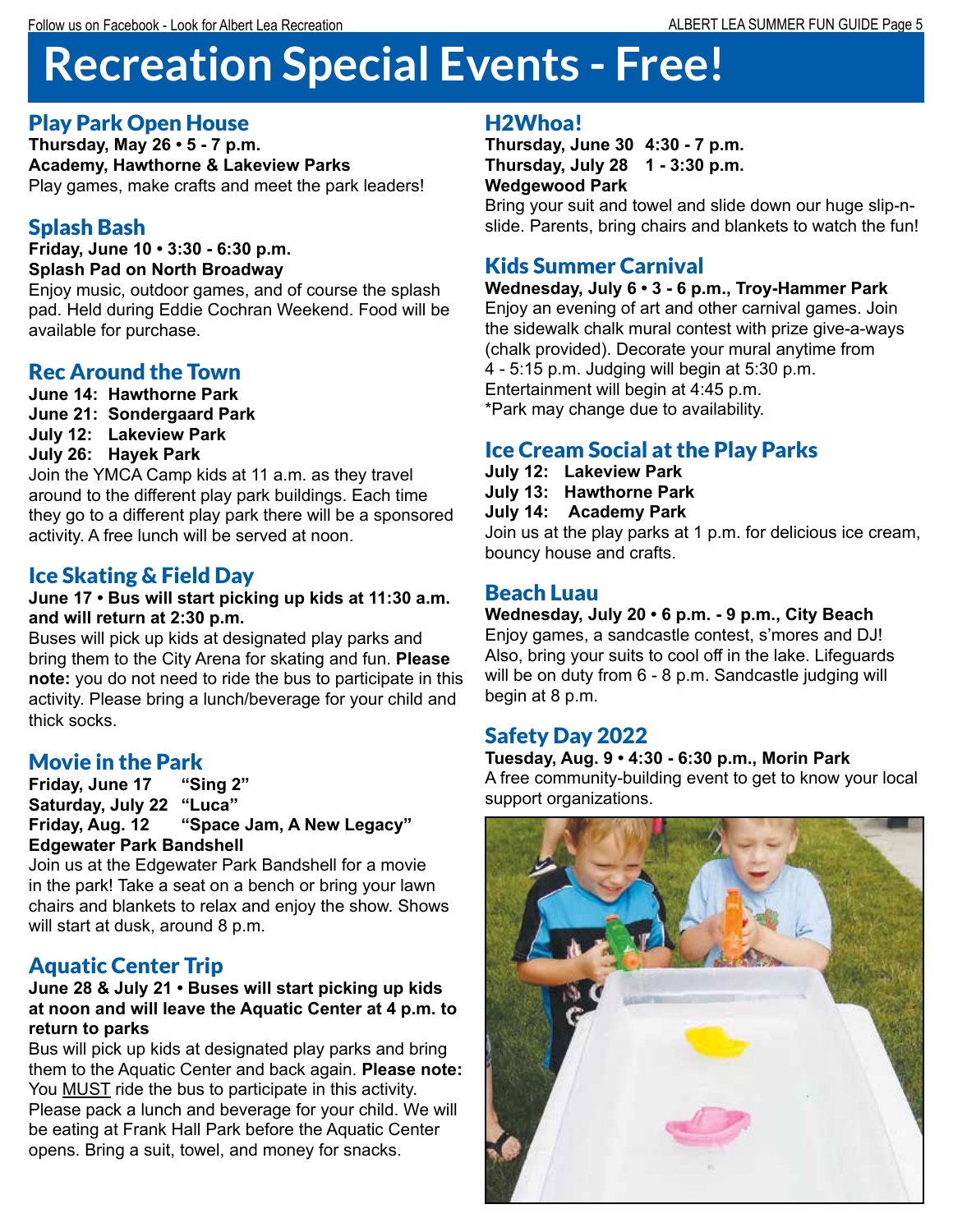# Recreation Special Events - Free!

## Play Park Open House

**Thursday, May 26 • 5 - 7 p.m.**
**Academy, Hawthorne & Lakeview Parks**
Play games, make crafts and meet the park leaders!

## Splash Bash

**Friday, June 10 • 3:30 - 6:30 p.m.**
**Splash Pad on North Broadway**
Enjoy music, outdoor games, and of course the splash pad. Held during Eddie Cochran Weekend. Food will be available for purchase.

## Rec Around the Town

**June 14: Hawthorne Park**
**June 21: Sondergaard Park**
**July 12: Lakeview Park**
**July 26: Hayek Park**
Join the YMCA Camp kids at 11 a.m. as they travel around to the different play park buildings. Each time they go to a different play park there will be a sponsored activity. A free lunch will be served at noon.

## Ice Skating & Field Day

**June 17 • Bus will start picking up kids at 11:30 a.m. and will return at 2:30 p.m.**
Buses will pick up kids at designated play parks and bring them to the City Arena for skating and fun. **Please note:** you do not need to ride the bus to participate in this activity. Please bring a lunch/beverage for your child and thick socks.

## Movie in the Park

**Friday, June 17 "Sing 2"**
**Saturday, July 22 "Luca"**
**Friday, Aug. 12 "Space Jam, A New Legacy"**
**Edgewater Park Bandshell**
Join us at the Edgewater Park Bandshell for a movie in the park! Take a seat on a bench or bring your lawn chairs and blankets to relax and enjoy the show. Shows will start at dusk, around 8 p.m.

## Aquatic Center Trip

**June 28 & July 21 • Buses will start picking up kids at noon and will leave the Aquatic Center at 4 p.m. to return to parks**
Bus will pick up kids at designated play parks and bring them to the Aquatic Center and back again. **Please note:** You MUST ride the bus to participate in this activity. Please pack a lunch and beverage for your child. We will be eating at Frank Hall Park before the Aquatic Center opens. Bring a suit, towel, and money for snacks.

## H2Whoa!

**Thursday, June 30 4:30 - 7 p.m.**
**Thursday, July 28 1 - 3:30 p.m.**
**Wedgewood Park**
Bring your suit and towel and slide down our huge slip-n-slide. Parents, bring chairs and blankets to watch the fun!

## Kids Summer Carnival

**Wednesday, July 6 • 3 - 6 p.m., Troy-Hammer Park**
Enjoy an evening of art and other carnival games. Join the sidewalk chalk mural contest with prize give-a-ways (chalk provided). Decorate your mural anytime from 4 - 5:15 p.m. Judging will begin at 5:30 p.m. Entertainment will begin at 4:45 p.m.
*Park may change due to availability.

## Ice Cream Social at the Play Parks

**July 12: Lakeview Park**
**July 13: Hawthorne Park**
**July 14: Academy Park**
Join us at the play parks at 1 p.m. for delicious ice cream, bouncy house and crafts.

## Beach Luau

**Wednesday, July 20 • 6 p.m. - 9 p.m., City Beach**
Enjoy games, a sandcastle contest, s'mores and DJ! Also, bring your suits to cool off in the lake. Lifeguards will be on duty from 6 - 8 p.m. Sandcastle judging will begin at 8 p.m.

## Safety Day 2022

**Tuesday, Aug. 9 • 4:30 - 6:30 p.m., Morin Park**
A free community-building event to get to know your local support organizations.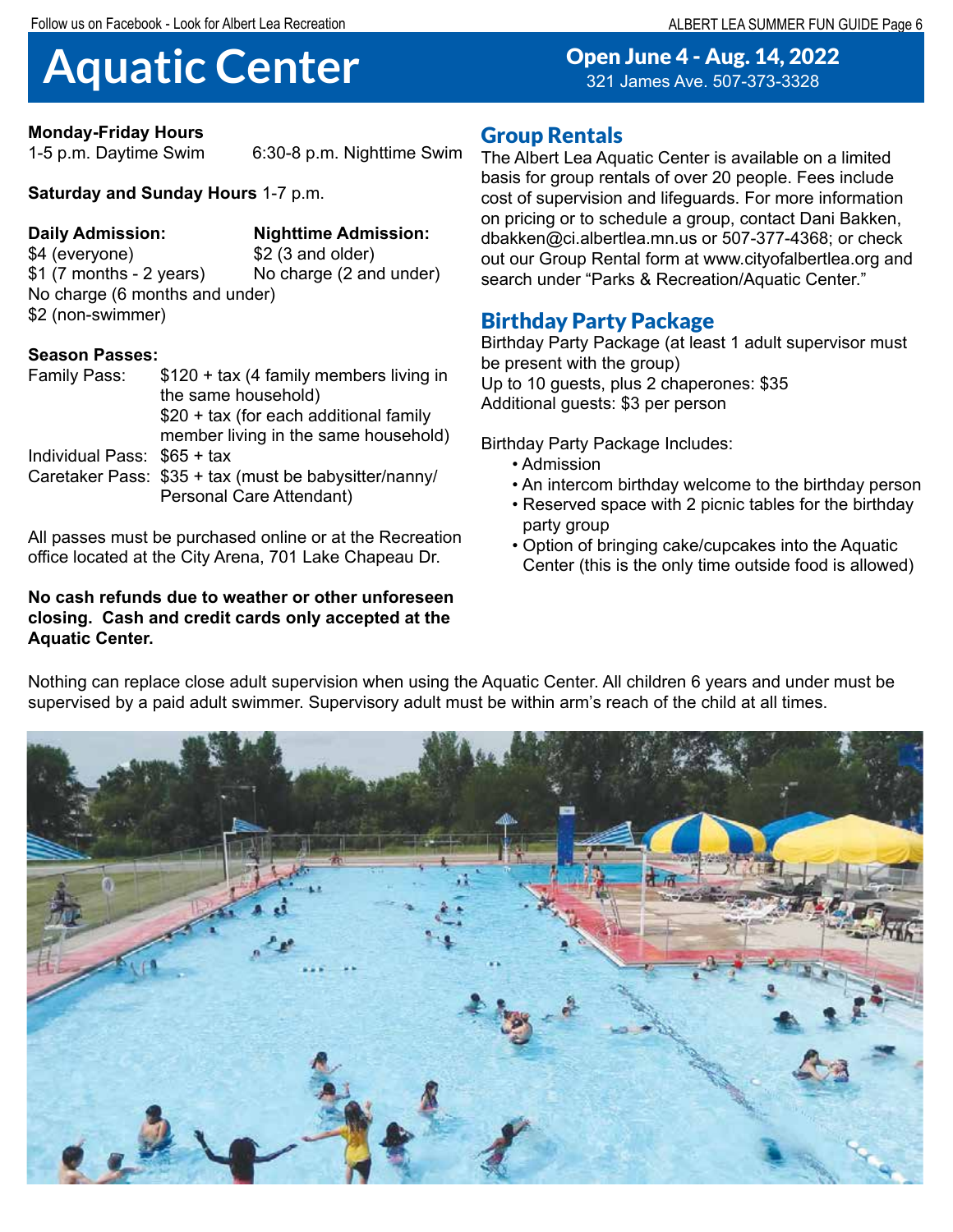# Aquatic Center

**Open June 4 - Aug. 14, 2022**
321 James Ave. 507-373-3328

**Monday-Friday Hours**
1-5 p.m. Daytime Swim
6:30-8 p.m. Nighttime Swim

**Saturday and Sunday Hours** 1-7 p.m.

**Daily Admission:**
$4 (everyone)
$1 (7 months - 2 years)
No charge (6 months and under)
$2 (non-swimmer)

**Nighttime Admission:**
$2 (3 and older)
No charge (2 and under)

**Season Passes:**

| | |
|---|---|
| Family Pass: | $120 + tax (4 family members living in the same household) |
| | $20 + tax (for each additional family member living in the same household) |
| Individual Pass: | $65 + tax |
| Caretaker Pass: | $35 + tax (must be babysitter/nanny/ Personal Care Attendant) |

All passes must be purchased online or at the Recreation office located at the City Arena, 701 Lake Chapeau Dr.

**No cash refunds due to weather or other unforeseen closing. Cash and credit cards only accepted at the Aquatic Center.**

## Group Rentals

The Albert Lea Aquatic Center is available on a limited basis for group rentals of over 20 people. Fees include cost of supervision and lifeguards. For more information on pricing or to schedule a group, contact Dani Bakken, dbakken@ci.albertlea.mn.us or 507-377-4368; or check out our Group Rental form at www.cityofalbertlea.org and search under "Parks & Recreation/Aquatic Center."

## Birthday Party Package

Birthday Party Package (at least 1 adult supervisor must be present with the group)
Up to 10 guests, plus 2 chaperones: $35
Additional guests: $3 per person

Birthday Party Package Includes:

- Admission
- An intercom birthday welcome to the birthday person
- Reserved space with 2 picnic tables for the birthday party group
- Option of bringing cake/cupcakes into the Aquatic Center (this is the only time outside food is allowed)

Nothing can replace close adult supervision when using the Aquatic Center. All children 6 years and under must be supervised by a paid adult swimmer. Supervisory adult must be within arm's reach of the child at all times.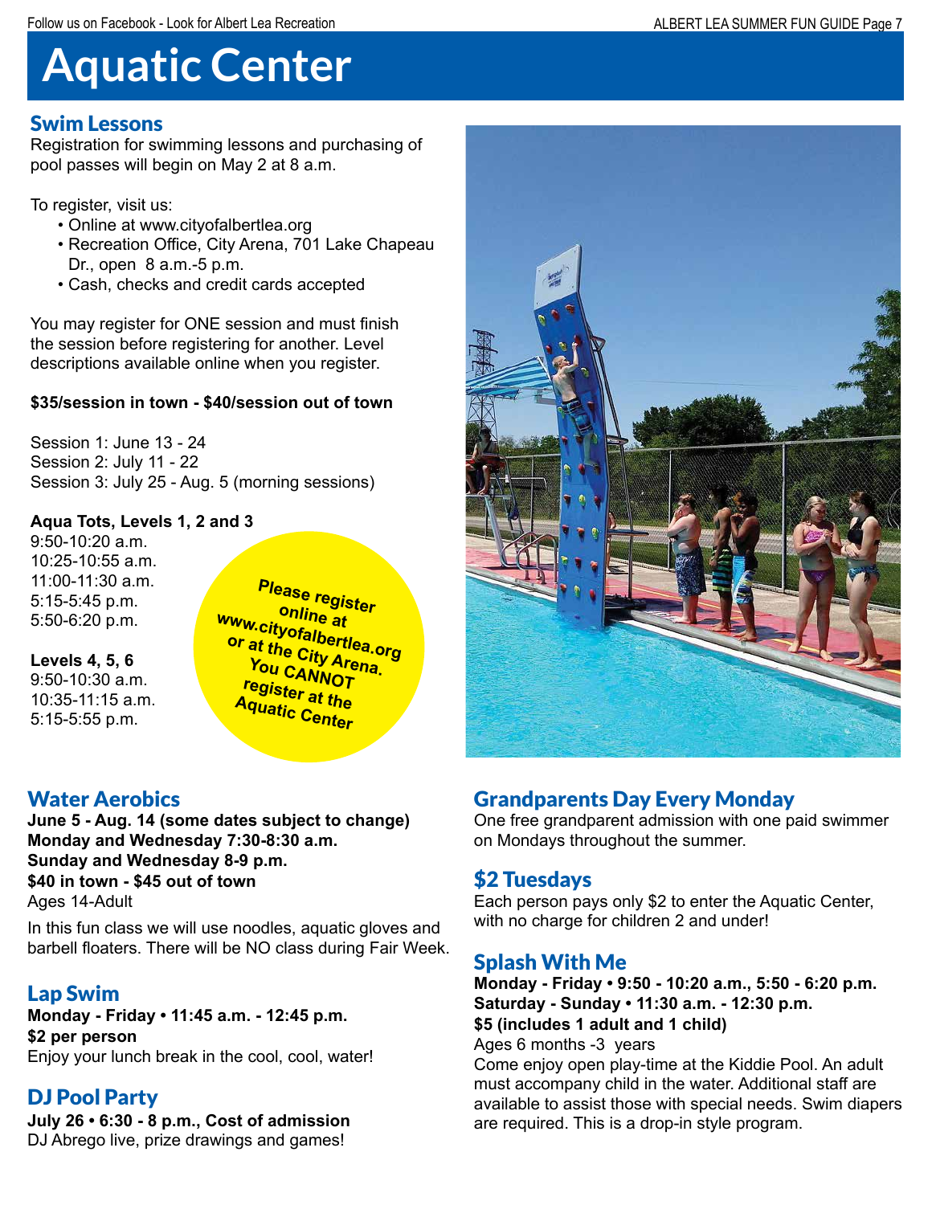# Aquatic Center

## Swim Lessons

Registration for swimming lessons and purchasing of pool passes will begin on May 2 at 8 a.m.

To register, visit us:

- Online at www.cityofalbertlea.org
- Recreation Office, City Arena, 701 Lake Chapeau Dr., open 8 a.m.-5 p.m.
- Cash, checks and credit cards accepted

You may register for ONE session and must finish the session before registering for another. Level descriptions available online when you register.

**$35/session in town - $40/session out of town**

Session 1: June 13 - 24
Session 2: July 11 - 22
Session 3: July 25 - Aug. 5 (morning sessions)

**Aqua Tots, Levels 1, 2 and 3**
9:50-10:20 a.m.
10:25-10:55 a.m.
11:00-11:30 a.m.
5:15-5:45 p.m.
5:50-6:20 p.m.

**Levels 4, 5, 6**
9:50-10:30 a.m.
10:35-11:15 a.m.
5:15-5:55 p.m.

**Please register online at www.cityofalbertlea.org or at the City Arena. You CANNOT register at the Aquatic Center**

## Water Aerobics

**June 5 - Aug. 14 (some dates subject to change)**
**Monday and Wednesday 7:30-8:30 a.m.**
**Sunday and Wednesday 8-9 p.m.**
**$40 in town - $45 out of town**
Ages 14-Adult

In this fun class we will use noodles, aquatic gloves and barbell floaters. There will be NO class during Fair Week.

## Lap Swim

**Monday - Friday • 11:45 a.m. - 12:45 p.m.**
**$2 per person**
Enjoy your lunch break in the cool, cool, water!

## DJ Pool Party

**July 26 • 6:30 - 8 p.m., Cost of admission**
DJ Abrego live, prize drawings and games!

## Grandparents Day Every Monday

One free grandparent admission with one paid swimmer on Mondays throughout the summer.

## $2 Tuesdays

Each person pays only $2 to enter the Aquatic Center, with no charge for children 2 and under!

## Splash With Me

**Monday - Friday • 9:50 - 10:20 a.m., 5:50 - 6:20 p.m.**
**Saturday - Sunday • 11:30 a.m. - 12:30 p.m.**
**$5 (includes 1 adult and 1 child)**
Ages 6 months -3 years

Come enjoy open play-time at the Kiddie Pool. An adult must accompany child in the water. Additional staff are available to assist those with special needs. Swim diapers are required. This is a drop-in style program.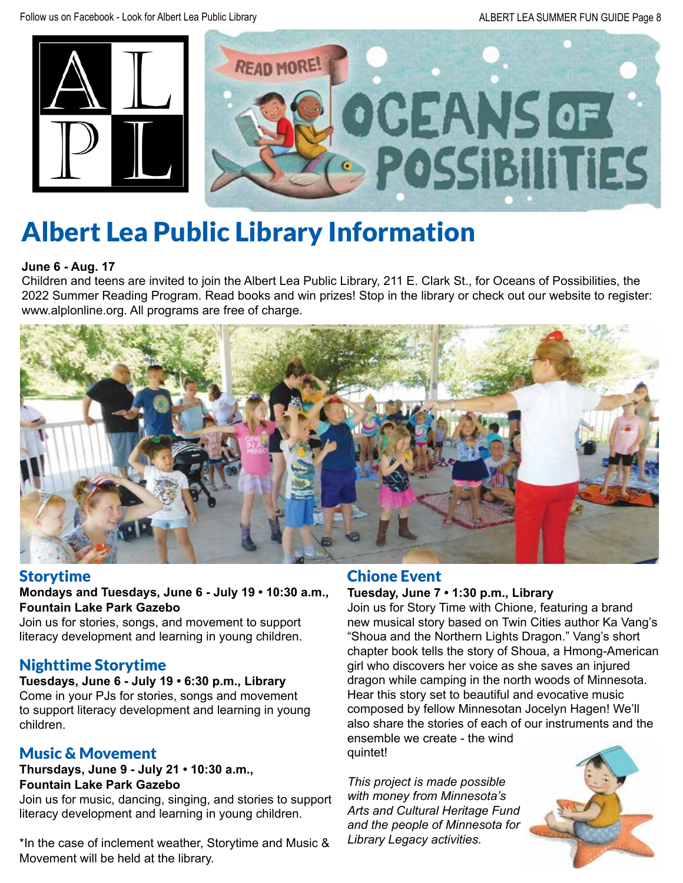# Albert Lea Public Library Information

**June 6 - Aug. 17**
Children and teens are invited to join the Albert Lea Public Library, 211 E. Clark St., for Oceans of Possibilities, the 2022 Summer Reading Program. Read books and win prizes! Stop in the library or check out our website to register: www.alplonline.org. All programs are free of charge.

## Storytime

**Mondays and Tuesdays, June 6 - July 19 • 10:30 a.m., Fountain Lake Park Gazebo**
Join us for stories, songs, and movement to support literacy development and learning in young children.

## Nighttime Storytime

**Tuesdays, June 6 - July 19 • 6:30 p.m., Library**
Come in your PJs for stories, songs and movement to support literacy development and learning in young children.

## Music & Movement

**Thursdays, June 9 - July 21 • 10:30 a.m., Fountain Lake Park Gazebo**
Join us for music, dancing, singing, and stories to support literacy development and learning in young children.

*In the case of inclement weather, Storytime and Music & Movement will be held at the library.

## Chione Event

**Tuesday, June 7 • 1:30 p.m., Library**
Join us for Story Time with Chione, featuring a brand new musical story based on Twin Cities author Ka Vang's "Shoua and the Northern Lights Dragon." Vang's short chapter book tells the story of Shoua, a Hmong-American girl who discovers her voice as she saves an injured dragon while camping in the north woods of Minnesota. Hear this story set to beautiful and evocative music composed by fellow Minnesotan Jocelyn Hagen! We'll also share the stories of each of our instruments and the ensemble we create - the wind quintet!

*This project is made possible with money from Minnesota's Arts and Cultural Heritage Fund and the people of Minnesota for Library Legacy activities.*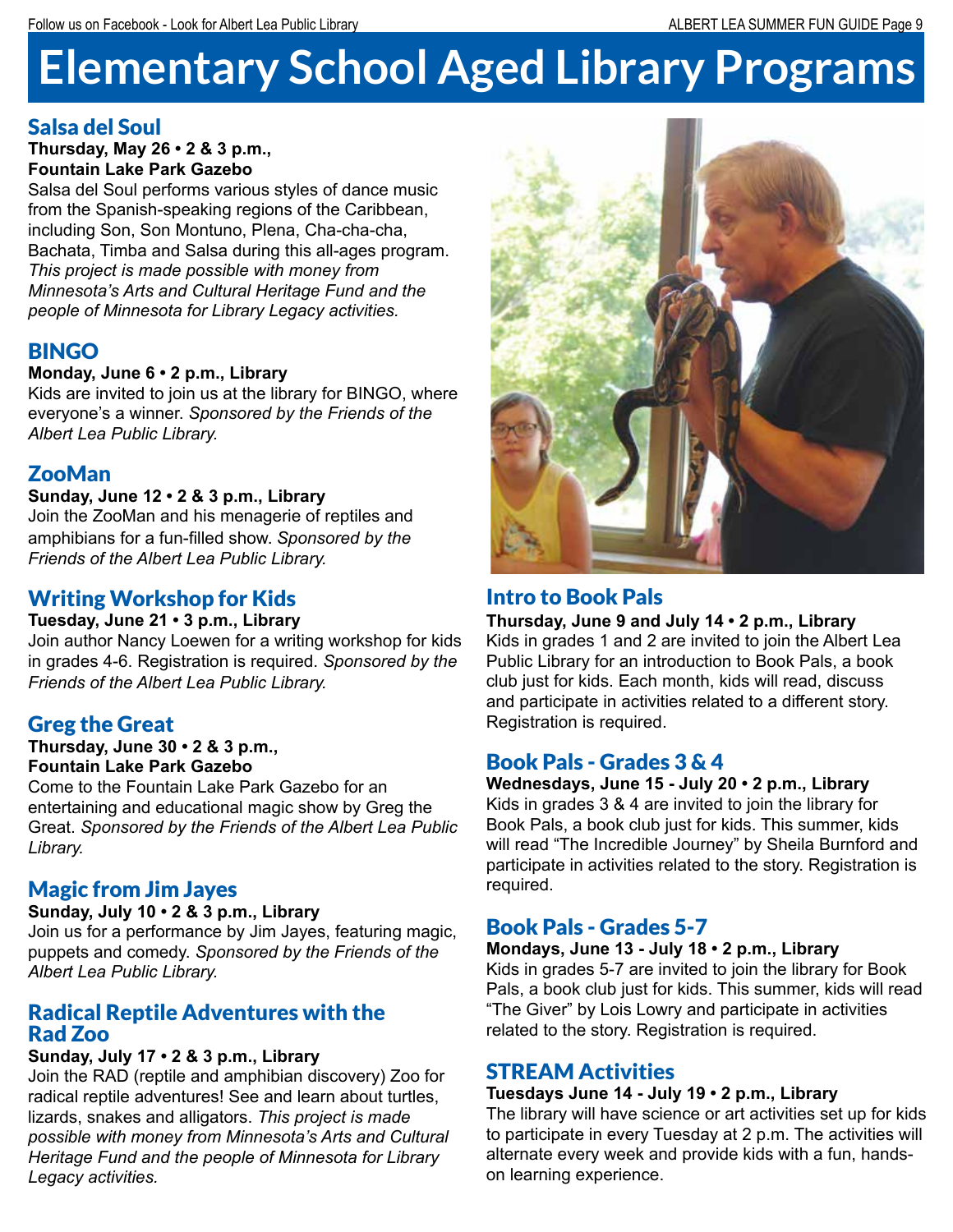# Elementary School Aged Library Programs

## Salsa del Soul

**Thursday, May 26 • 2 & 3 p.m., Fountain Lake Park Gazebo**

Salsa del Soul performs various styles of dance music from the Spanish-speaking regions of the Caribbean, including Son, Son Montuno, Plena, Cha-cha-cha, Bachata, Timba and Salsa during this all-ages program. *This project is made possible with money from Minnesota's Arts and Cultural Heritage Fund and the people of Minnesota for Library Legacy activities.*

## BINGO

**Monday, June 6 • 2 p.m., Library**

Kids are invited to join us at the library for BINGO, where everyone's a winner. *Sponsored by the Friends of the Albert Lea Public Library.*

## ZooMan

**Sunday, June 12 • 2 & 3 p.m., Library**

Join the ZooMan and his menagerie of reptiles and amphibians for a fun-filled show. *Sponsored by the Friends of the Albert Lea Public Library.*

## Writing Workshop for Kids

**Tuesday, June 21 • 3 p.m., Library**

Join author Nancy Loewen for a writing workshop for kids in grades 4-6. Registration is required. *Sponsored by the Friends of the Albert Lea Public Library.*

## Greg the Great

**Thursday, June 30 • 2 & 3 p.m., Fountain Lake Park Gazebo**

Come to the Fountain Lake Park Gazebo for an entertaining and educational magic show by Greg the Great. *Sponsored by the Friends of the Albert Lea Public Library.*

## Magic from Jim Jayes

**Sunday, July 10 • 2 & 3 p.m., Library**

Join us for a performance by Jim Jayes, featuring magic, puppets and comedy. *Sponsored by the Friends of the Albert Lea Public Library.*

## Radical Reptile Adventures with the Rad Zoo

**Sunday, July 17 • 2 & 3 p.m., Library**

Join the RAD (reptile and amphibian discovery) Zoo for radical reptile adventures! See and learn about turtles, lizards, snakes and alligators. *This project is made possible with money from Minnesota's Arts and Cultural Heritage Fund and the people of Minnesota for Library Legacy activities.*

## Intro to Book Pals

**Thursday, June 9 and July 14 • 2 p.m., Library**

Kids in grades 1 and 2 are invited to join the Albert Lea Public Library for an introduction to Book Pals, a book club just for kids. Each month, kids will read, discuss and participate in activities related to a different story. Registration is required.

## Book Pals - Grades 3 & 4

**Wednesdays, June 15 - July 20 • 2 p.m., Library**

Kids in grades 3 & 4 are invited to join the library for Book Pals, a book club just for kids. This summer, kids will read "The Incredible Journey" by Sheila Burnford and participate in activities related to the story. Registration is required.

## Book Pals - Grades 5-7

**Mondays, June 13 - July 18 • 2 p.m., Library**

Kids in grades 5-7 are invited to join the library for Book Pals, a book club just for kids. This summer, kids will read "The Giver" by Lois Lowry and participate in activities related to the story. Registration is required.

## STREAM Activities

**Tuesdays June 14 - July 19 • 2 p.m., Library**

The library will have science or art activities set up for kids to participate in every Tuesday at 2 p.m. The activities will alternate every week and provide kids with a fun, hands-on learning experience.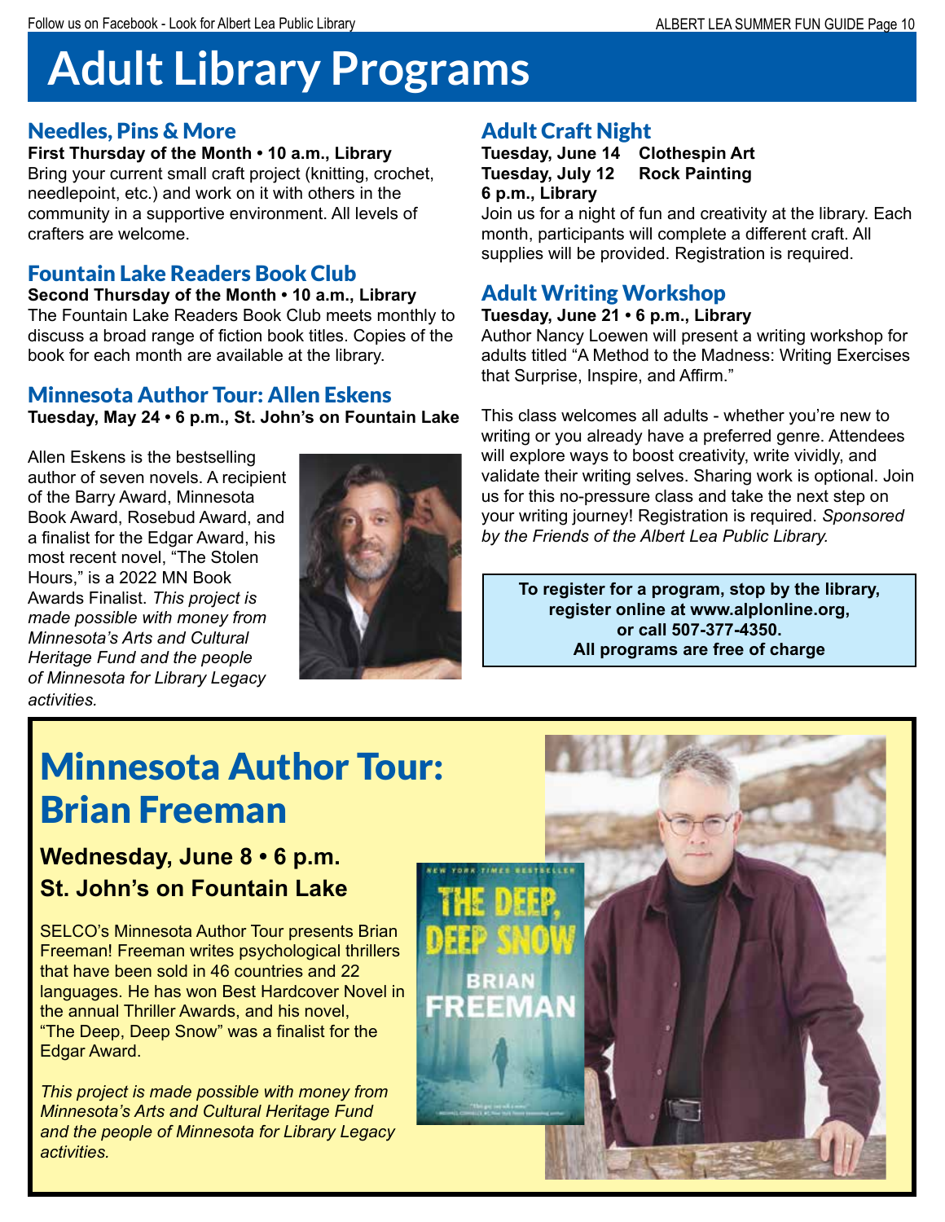# Adult Library Programs

## Needles, Pins & More

**First Thursday of the Month • 10 a.m., Library**

Bring your current small craft project (knitting, crochet, needlepoint, etc.) and work on it with others in the community in a supportive environment. All levels of crafters are welcome.

## Fountain Lake Readers Book Club

**Second Thursday of the Month • 10 a.m., Library**

The Fountain Lake Readers Book Club meets monthly to discuss a broad range of fiction book titles. Copies of the book for each month are available at the library.

## Minnesota Author Tour: Allen Eskens

**Tuesday, May 24 • 6 p.m., St. John's on Fountain Lake**

Allen Eskens is the bestselling author of seven novels. A recipient of the Barry Award, Minnesota Book Award, Rosebud Award, and a finalist for the Edgar Award, his most recent novel, "The Stolen Hours," is a 2022 MN Book Awards Finalist. *This project is made possible with money from Minnesota's Arts and Cultural Heritage Fund and the people of Minnesota for Library Legacy activities.*

## Adult Craft Night

**Tuesday, June 14 Clothespin Art**
**Tuesday, July 12 Rock Painting**
**6 p.m., Library**

Join us for a night of fun and creativity at the library. Each month, participants will complete a different craft. All supplies will be provided. Registration is required.

## Adult Writing Workshop

**Tuesday, June 21 • 6 p.m., Library**

Author Nancy Loewen will present a writing workshop for adults titled "A Method to the Madness: Writing Exercises that Surprise, Inspire, and Affirm."

This class welcomes all adults - whether you're new to writing or you already have a preferred genre. Attendees will explore ways to boost creativity, write vividly, and validate their writing selves. Sharing work is optional. Join us for this no-pressure class and take the next step on your writing journey! Registration is required. *Sponsored by the Friends of the Albert Lea Public Library.*

**To register for a program, stop by the library, register online at www.alplonline.org, or call 507-377-4350. All programs are free of charge**

## Minnesota Author Tour: Brian Freeman

**Wednesday, June 8 • 6 p.m.**
**St. John's on Fountain Lake**

SELCO's Minnesota Author Tour presents Brian Freeman! Freeman writes psychological thrillers that have been sold in 46 countries and 22 languages. He has won Best Hardcover Novel in the annual Thriller Awards, and his novel, "The Deep, Deep Snow" was a finalist for the Edgar Award.

*This project is made possible with money from Minnesota's Arts and Cultural Heritage Fund and the people of Minnesota for Library Legacy activities.*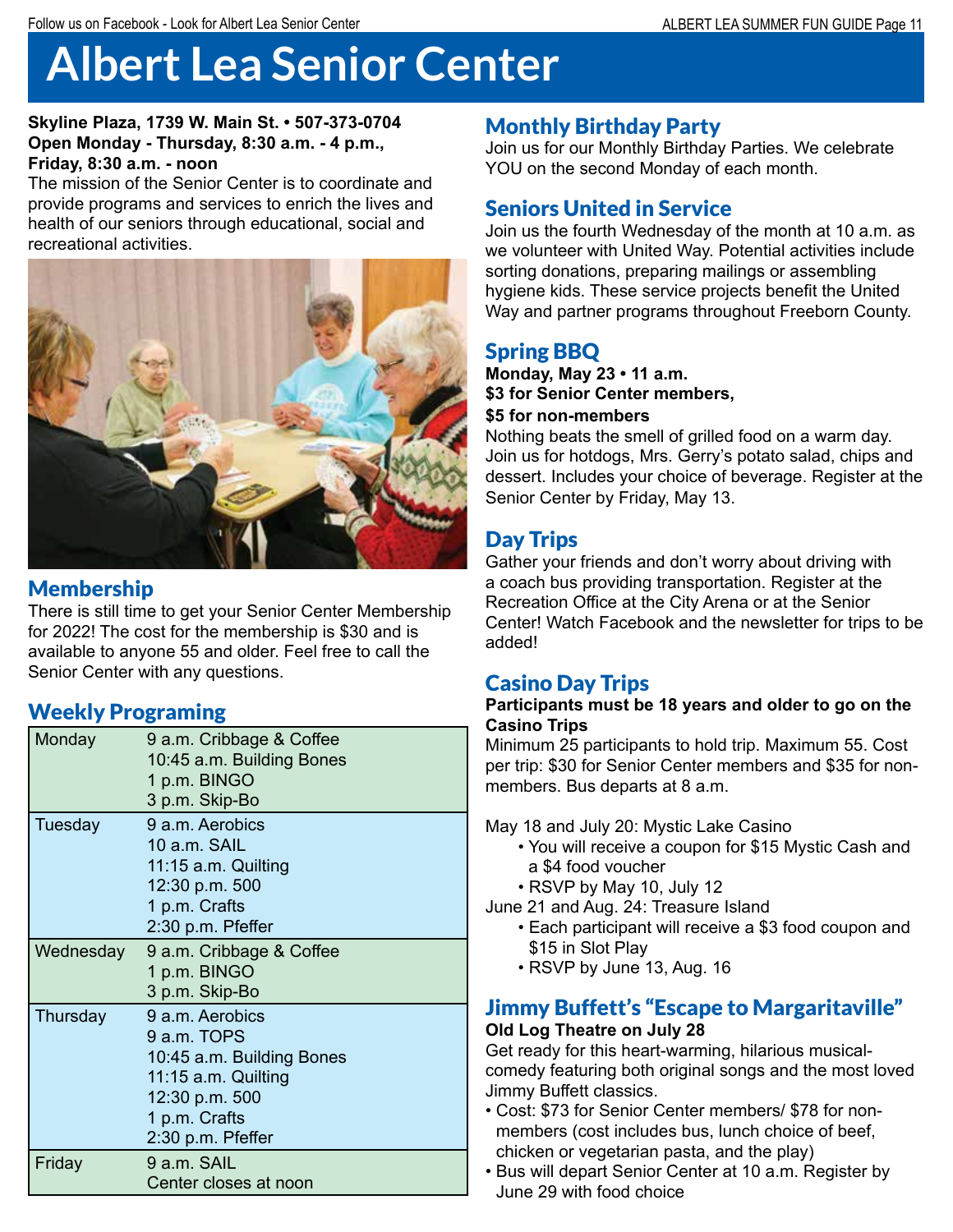# Albert Lea Senior Center

**Skyline Plaza, 1739 W. Main St. • 507-373-0704**
**Open Monday - Thursday, 8:30 a.m. - 4 p.m., Friday, 8:30 a.m. - noon**

The mission of the Senior Center is to coordinate and provide programs and services to enrich the lives and health of our seniors through educational, social and recreational activities.

## Membership

There is still time to get your Senior Center Membership for 2022! The cost for the membership is $30 and is available to anyone 55 and older. Feel free to call the Senior Center with any questions.

## Weekly Programing

| Day | Programs |
|---|---|
| Monday | 9 a.m. Cribbage & Coffee<br>10:45 a.m. Building Bones<br>1 p.m. BINGO<br>3 p.m. Skip-Bo |
| Tuesday | 9 a.m. Aerobics<br>10 a.m. SAIL<br>11:15 a.m. Quilting<br>12:30 p.m. 500<br>1 p.m. Crafts<br>2:30 p.m. Pfeffer |
| Wednesday | 9 a.m. Cribbage & Coffee<br>1 p.m. BINGO<br>3 p.m. Skip-Bo |
| Thursday | 9 a.m. Aerobics<br>9 a.m. TOPS<br>10:45 a.m. Building Bones<br>11:15 a.m. Quilting<br>12:30 p.m. 500<br>1 p.m. Crafts<br>2:30 p.m. Pfeffer |
| Friday | 9 a.m. SAIL<br>Center closes at noon |

## Monthly Birthday Party

Join us for our Monthly Birthday Parties. We celebrate YOU on the second Monday of each month.

## Seniors United in Service

Join us the fourth Wednesday of the month at 10 a.m. as we volunteer with United Way. Potential activities include sorting donations, preparing mailings or assembling hygiene kids. These service projects benefit the United Way and partner programs throughout Freeborn County.

## Spring BBQ

**Monday, May 23 • 11 a.m.**
**$3 for Senior Center members,**
**$5 for non-members**

Nothing beats the smell of grilled food on a warm day. Join us for hotdogs, Mrs. Gerry's potato salad, chips and dessert. Includes your choice of beverage. Register at the Senior Center by Friday, May 13.

## Day Trips

Gather your friends and don't worry about driving with a coach bus providing transportation. Register at the Recreation Office at the City Arena or at the Senior Center! Watch Facebook and the newsletter for trips to be added!

## Casino Day Trips

**Participants must be 18 years and older to go on the Casino Trips**

Minimum 25 participants to hold trip. Maximum 55. Cost per trip: $30 for Senior Center members and $35 for non-members. Bus departs at 8 a.m.

May 18 and July 20: Mystic Lake Casino
- You will receive a coupon for $15 Mystic Cash and a $4 food voucher
- RSVP by May 10, July 12

June 21 and Aug. 24: Treasure Island
- Each participant will receive a $3 food coupon and $15 in Slot Play
- RSVP by June 13, Aug. 16

## Jimmy Buffett's "Escape to Margaritaville"

**Old Log Theatre on July 28**

Get ready for this heart-warming, hilarious musical-comedy featuring both original songs and the most loved Jimmy Buffett classics.

- Cost: $73 for Senior Center members/ $78 for non-members (cost includes bus, lunch choice of beef, chicken or vegetarian pasta, and the play)
- Bus will depart Senior Center at 10 a.m. Register by June 29 with food choice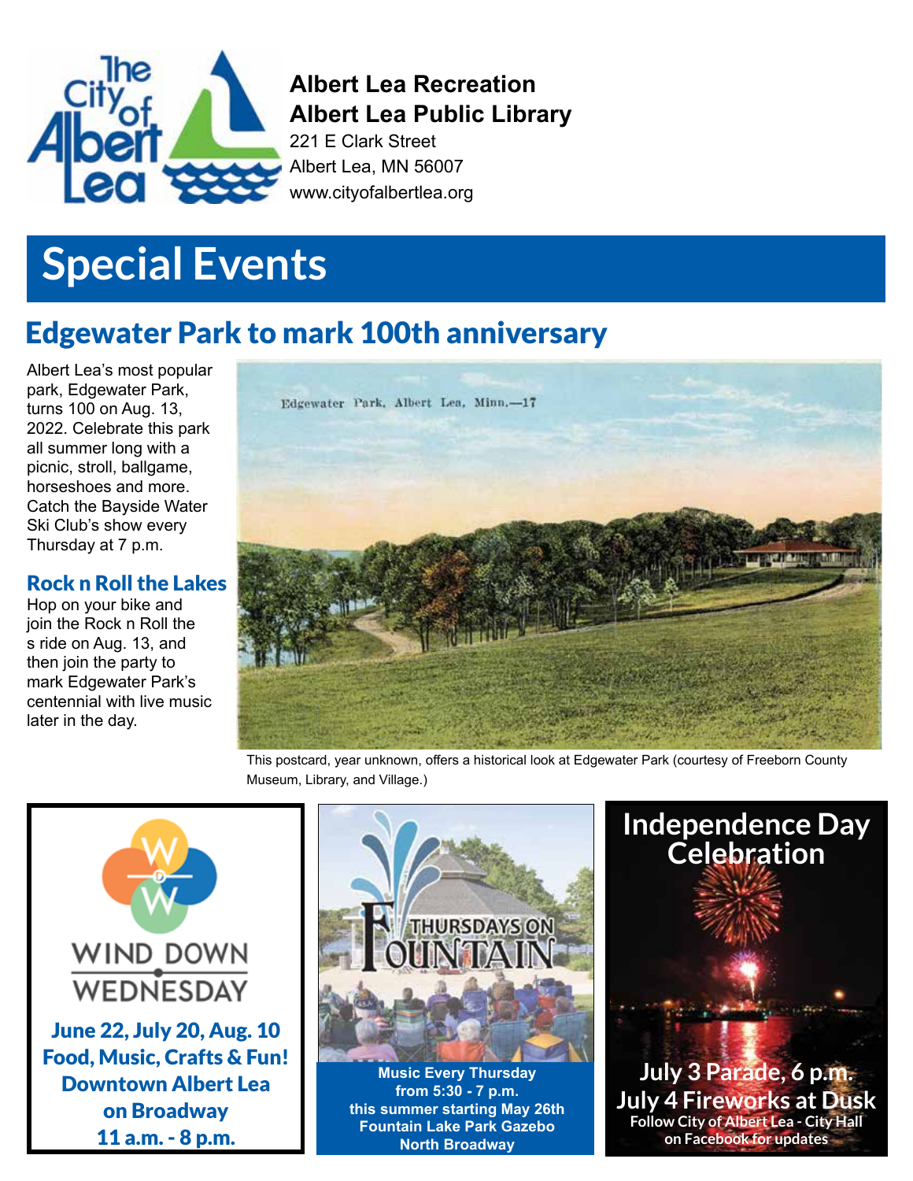**Albert Lea Recreation**
**Albert Lea Public Library**
221 E Clark Street
Albert Lea, MN 56007
www.cityofalbertlea.org

# Special Events

## Edgewater Park to mark 100th anniversary

Albert Lea's most popular park, Edgewater Park, turns 100 on Aug. 13, 2022. Celebrate this park all summer long with a picnic, stroll, ballgame, horseshoes and more. Catch the Bayside Water Ski Club's show every Thursday at 7 p.m.

### Rock n Roll the Lakes

Hop on your bike and join the Rock n Roll the s ride on Aug. 13, and then join the party to mark Edgewater Park's centennial with live music later in the day.

Edgewater Park, Albert Lea, Minn.—17

This postcard, year unknown, offers a historical look at Edgewater Park (courtesy of Freeborn County Museum, Library, and Village.)

WIND DOWN WEDNESDAY

**June 22, July 20, Aug. 10**
**Food, Music, Crafts & Fun!**
**Downtown Albert Lea on Broadway**
**11 a.m. - 8 p.m.**

THURSDAYS ON FOUNTAIN

**Music Every Thursday from 5:30 - 7 p.m. this summer starting May 26th**
**Fountain Lake Park Gazebo**
**North Broadway**

## Independence Day Celebration

**July 3 Parade, 6 p.m.**
**July 4 Fireworks at Dusk**
**Follow City of Albert Lea - City Hall on Facebook for updates**